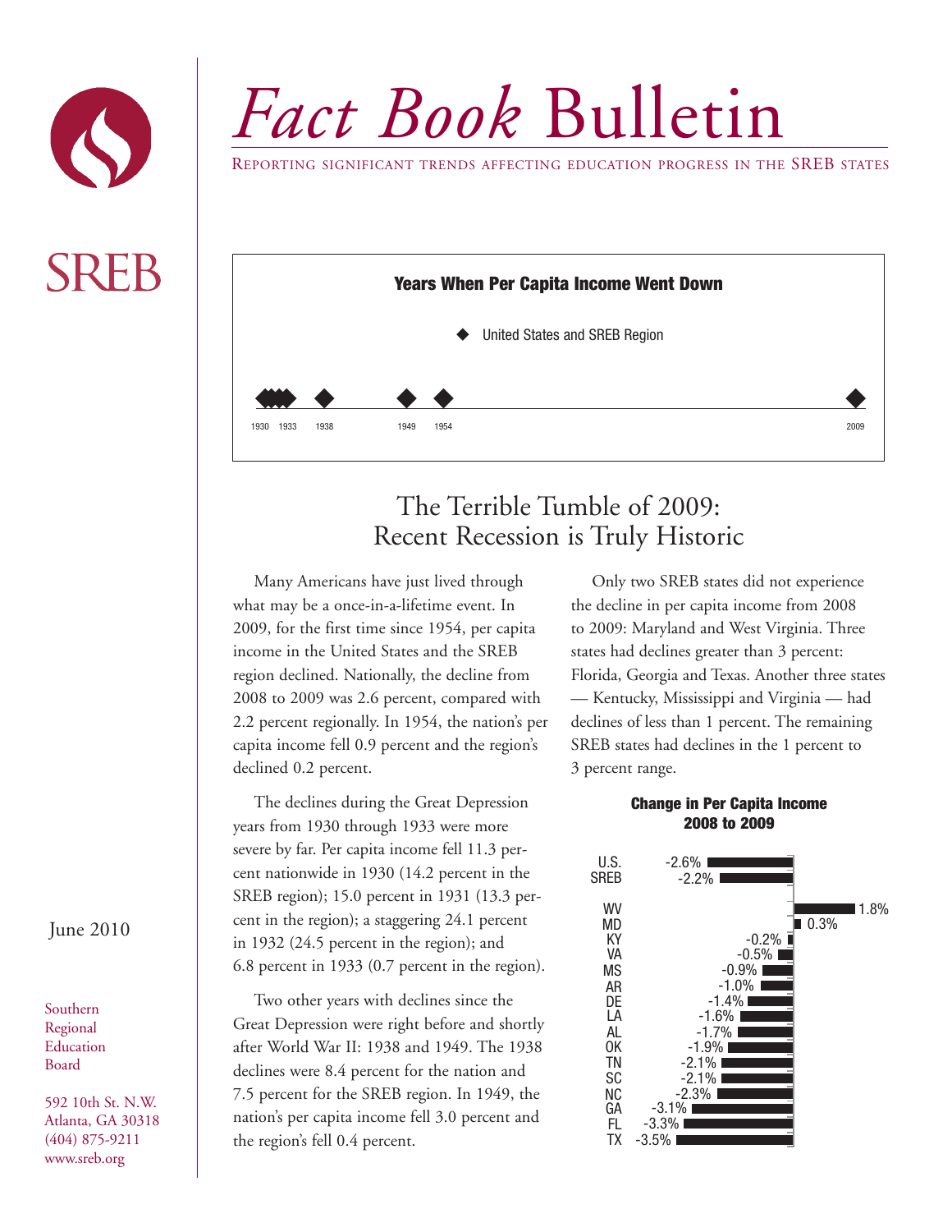# *Fact Book* Bulletin

REPORTING SIGNIFICANT TRENDS AFFECTING EDUCATION PROGRESS IN THE SREB STATES

SREB

June 2010

Southern Regional Education Board

592 10th St. N.W.
Atlanta, GA 30318
(404) 875-9211
www.sreb.org

**Years When Per Capita Income Went Down**

◆ United States and SREB Region

1930 1933 1938 1949 1954 2009

## The Terrible Tumble of 2009: Recent Recession is Truly Historic

Many Americans have just lived through what may be a once-in-a-lifetime event. In 2009, for the first time since 1954, per capita income in the United States and the SREB region declined. Nationally, the decline from 2008 to 2009 was 2.6 percent, compared with 2.2 percent regionally. In 1954, the nation's per capita income fell 0.9 percent and the region's declined 0.2 percent.

The declines during the Great Depression years from 1930 through 1933 were more severe by far. Per capita income fell 11.3 percent nationwide in 1930 (14.2 percent in the SREB region); 15.0 percent in 1931 (13.3 percent in the region); a staggering 24.1 percent in 1932 (24.5 percent in the region); and 6.8 percent in 1933 (0.7 percent in the region).

Two other years with declines since the Great Depression were right before and shortly after World War II: 1938 and 1949. The 1938 declines were 8.4 percent for the nation and 7.5 percent for the SREB region. In 1949, the nation's per capita income fell 3.0 percent and the region's fell 0.4 percent.

Only two SREB states did not experience the decline in per capita income from 2008 to 2009: Maryland and West Virginia. Three states had declines greater than 3 percent: Florida, Georgia and Texas. Another three states — Kentucky, Mississippi and Virginia — had declines of less than 1 percent. The remaining SREB states had declines in the 1 percent to 3 percent range.

**Change in Per Capita Income 2008 to 2009**

| | Change |
|---|---|
| U.S. | -2.6% |
| SREB | -2.2% |
| WV | 1.8% |
| MD | 0.3% |
| KY | -0.2% |
| VA | -0.5% |
| MS | -0.9% |
| AR | -1.0% |
| DE | -1.4% |
| LA | -1.6% |
| AL | -1.7% |
| OK | -1.9% |
| TN | -2.1% |
| SC | -2.1% |
| NC | -2.3% |
| GA | -3.1% |
| FL | -3.3% |
| TX | -3.5% |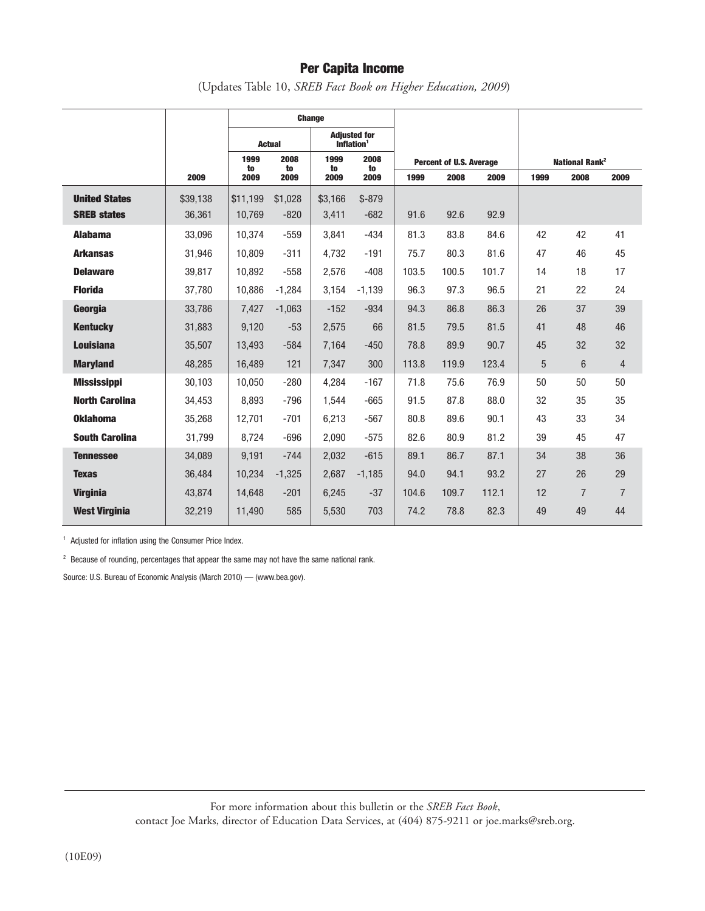## Per Capita Income

(Updates Table 10, *SREB Fact Book on Higher Education, 2009*)

| | | Change | | | | | | | | | |
|---|---|---|---|---|---|---|---|---|---|---|---|
| | | Actual | | Adjusted for Inflation[1] | | Percent of U.S. Average | | | National Rank[2] | | |
| | 2009 | 1999 to 2009 | 2008 to 2009 | 1999 to 2009 | 2008 to 2009 | 1999 | 2008 | 2009 | 1999 | 2008 | 2009 |
| **United States** | $39,138 | $11,199 | $1,028 | $3,166 | $-879 | | | | | | |
| **SREB states** | 36,361 | 10,769 | -820 | 3,411 | -682 | 91.6 | 92.6 | 92.9 | | | |
| **Alabama** | 33,096 | 10,374 | -559 | 3,841 | -434 | 81.3 | 83.8 | 84.6 | 42 | 42 | 41 |
| **Arkansas** | 31,946 | 10,809 | -311 | 4,732 | -191 | 75.7 | 80.3 | 81.6 | 47 | 46 | 45 |
| **Delaware** | 39,817 | 10,892 | -558 | 2,576 | -408 | 103.5 | 100.5 | 101.7 | 14 | 18 | 17 |
| **Florida** | 37,780 | 10,886 | -1,284 | 3,154 | -1,139 | 96.3 | 97.3 | 96.5 | 21 | 22 | 24 |
| **Georgia** | 33,786 | 7,427 | -1,063 | -152 | -934 | 94.3 | 86.8 | 86.3 | 26 | 37 | 39 |
| **Kentucky** | 31,883 | 9,120 | -53 | 2,575 | 66 | 81.5 | 79.5 | 81.5 | 41 | 48 | 46 |
| **Louisiana** | 35,507 | 13,493 | -584 | 7,164 | -450 | 78.8 | 89.9 | 90.7 | 45 | 32 | 32 |
| **Maryland** | 48,285 | 16,489 | 121 | 7,347 | 300 | 113.8 | 119.9 | 123.4 | 5 | 6 | 4 |
| **Mississippi** | 30,103 | 10,050 | -280 | 4,284 | -167 | 71.8 | 75.6 | 76.9 | 50 | 50 | 50 |
| **North Carolina** | 34,453 | 8,893 | -796 | 1,544 | -665 | 91.5 | 87.8 | 88.0 | 32 | 35 | 35 |
| **Oklahoma** | 35,268 | 12,701 | -701 | 6,213 | -567 | 80.8 | 89.6 | 90.1 | 43 | 33 | 34 |
| **South Carolina** | 31,799 | 8,724 | -696 | 2,090 | -575 | 82.6 | 80.9 | 81.2 | 39 | 45 | 47 |
| **Tennessee** | 34,089 | 9,191 | -744 | 2,032 | -615 | 89.1 | 86.7 | 87.1 | 34 | 38 | 36 |
| **Texas** | 36,484 | 10,234 | -1,325 | 2,687 | -1,185 | 94.0 | 94.1 | 93.2 | 27 | 26 | 29 |
| **Virginia** | 43,874 | 14,648 | -201 | 6,245 | -37 | 104.6 | 109.7 | 112.1 | 12 | 7 | 7 |
| **West Virginia** | 32,219 | 11,490 | 585 | 5,530 | 703 | 74.2 | 78.8 | 82.3 | 49 | 49 | 44 |

[1] Adjusted for inflation using the Consumer Price Index.

[2] Because of rounding, percentages that appear the same may not have the same national rank.

Source: U.S. Bureau of Economic Analysis (March 2010) — (www.bea.gov).

For more information about this bulletin or the *SREB Fact Book*, contact Joe Marks, director of Education Data Services, at (404) 875-9211 or joe.marks@sreb.org.

(10E09)